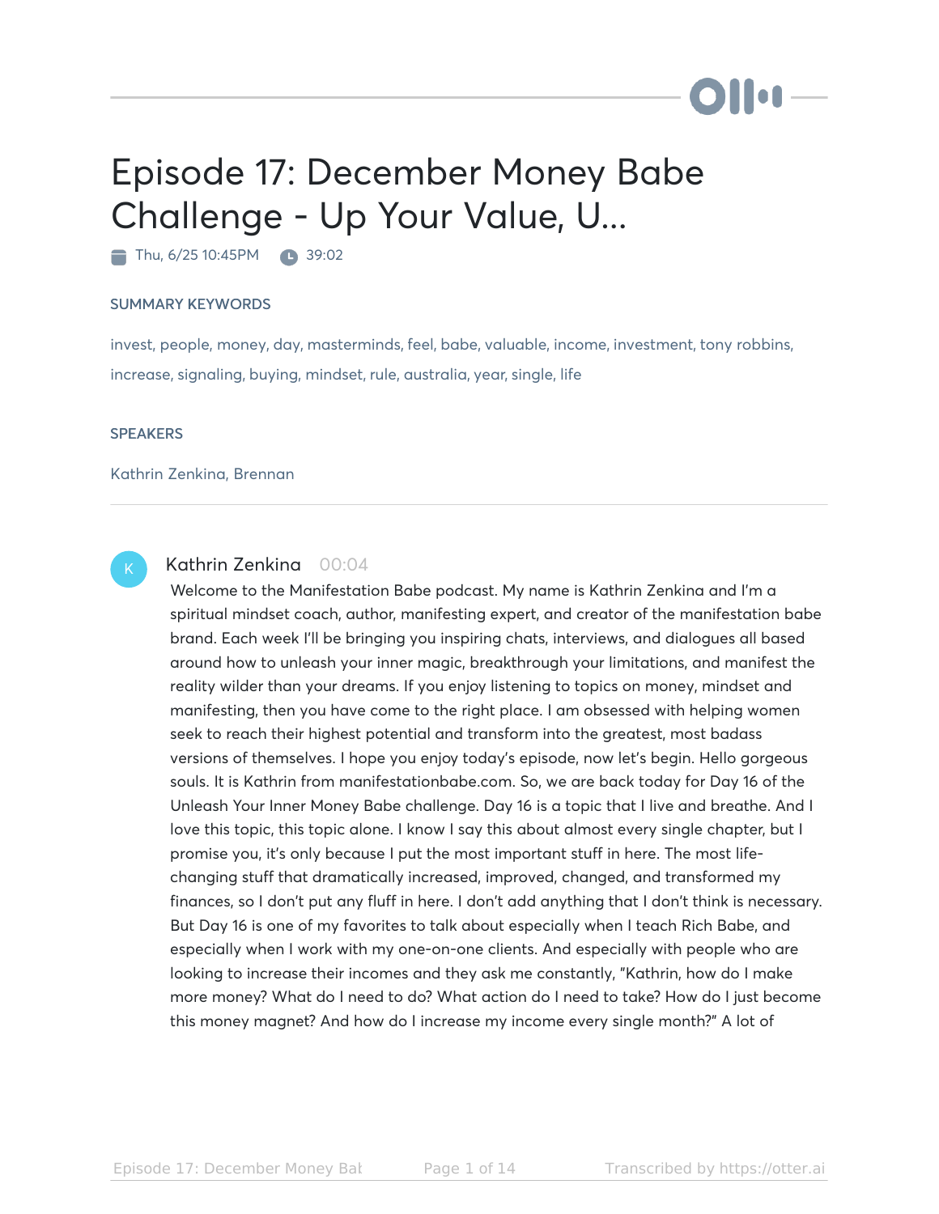# Episode 17: December Money Babe Challenge - Up Your Value, U...

Thu, 6/25 10:45PM  39:02

### SUMMARY KEYWORDS

invest, people, money, day, masterminds, feel, babe, valuable, income, investment, tony robbins, increase, signaling, buying, mindset, rule, australia, year, single, life

### SPEAKERS

Kathrin Zenkina, Brennan

---

**Kathrin Zenkina** 00:04

Welcome to the Manifestation Babe podcast. My name is Kathrin Zenkina and I'm a spiritual mindset coach, author, manifesting expert, and creator of the manifestation babe brand. Each week I'll be bringing you inspiring chats, interviews, and dialogues all based around how to unleash your inner magic, breakthrough your limitations, and manifest the reality wilder than your dreams. If you enjoy listening to topics on money, mindset and manifesting, then you have come to the right place. I am obsessed with helping women seek to reach their highest potential and transform into the greatest, most badass versions of themselves. I hope you enjoy today's episode, now let's begin. Hello gorgeous souls. It is Kathrin from manifestationbabe.com. So, we are back today for Day 16 of the Unleash Your Inner Money Babe challenge. Day 16 is a topic that I live and breathe. And I love this topic, this topic alone. I know I say this about almost every single chapter, but I promise you, it's only because I put the most important stuff in here. The most life-changing stuff that dramatically increased, improved, changed, and transformed my finances, so I don't put any fluff in here. I don't add anything that I don't think is necessary. But Day 16 is one of my favorites to talk about especially when I teach Rich Babe, and especially when I work with my one-on-one clients. And especially with people who are looking to increase their incomes and they ask me constantly, "Kathrin, how do I make more money? What do I need to do? What action do I need to take? How do I just become this money magnet? And how do I increase my income every single month?" A lot of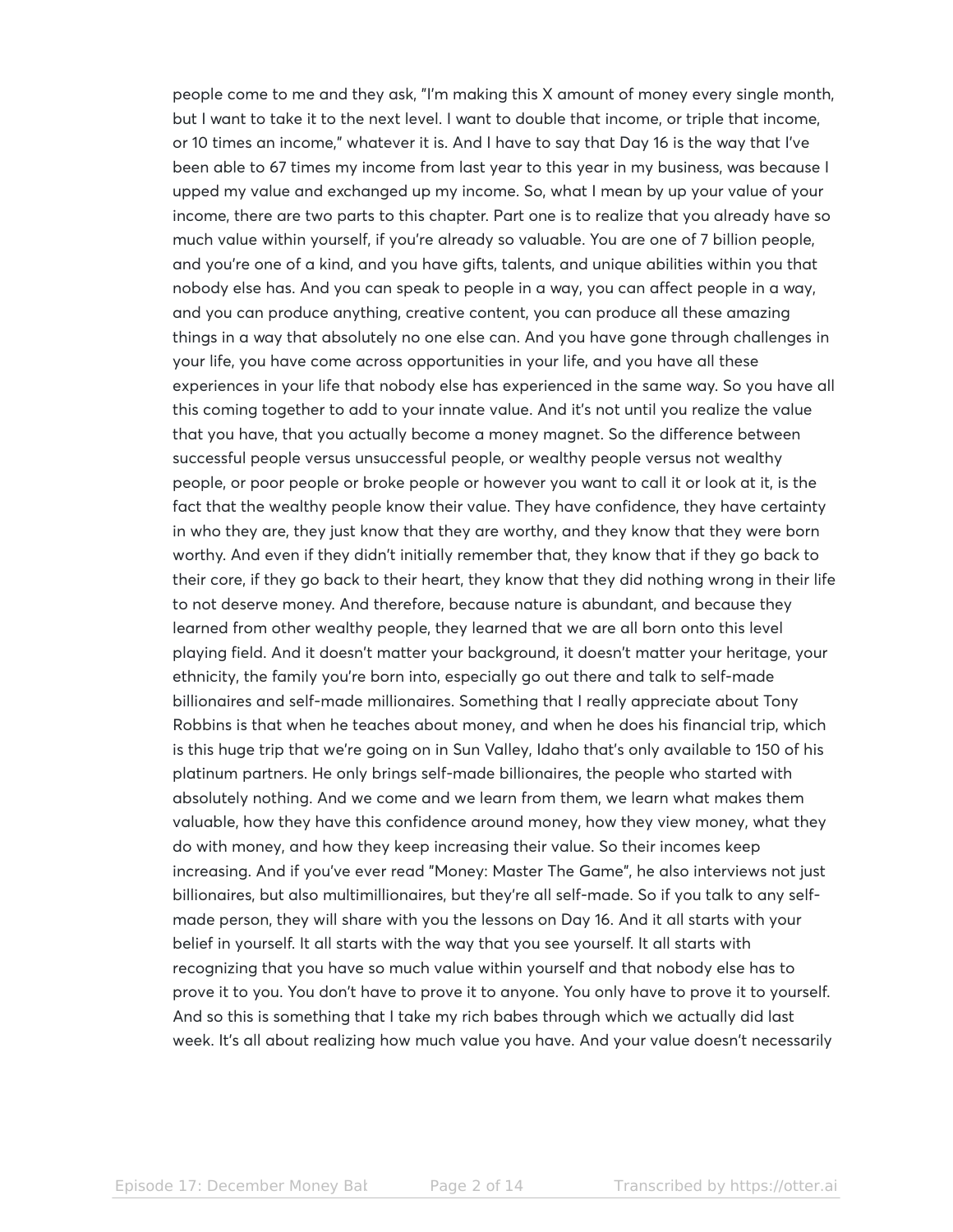people come to me and they ask, "I'm making this X amount of money every single month, but I want to take it to the next level. I want to double that income, or triple that income, or 10 times an income," whatever it is. And I have to say that Day 16 is the way that I've been able to 67 times my income from last year to this year in my business, was because I upped my value and exchanged up my income. So, what I mean by up your value of your income, there are two parts to this chapter. Part one is to realize that you already have so much value within yourself, if you're already so valuable. You are one of 7 billion people, and you're one of a kind, and you have gifts, talents, and unique abilities within you that nobody else has. And you can speak to people in a way, you can affect people in a way, and you can produce anything, creative content, you can produce all these amazing things in a way that absolutely no one else can. And you have gone through challenges in your life, you have come across opportunities in your life, and you have all these experiences in your life that nobody else has experienced in the same way. So you have all this coming together to add to your innate value. And it's not until you realize the value that you have, that you actually become a money magnet. So the difference between successful people versus unsuccessful people, or wealthy people versus not wealthy people, or poor people or broke people or however you want to call it or look at it, is the fact that the wealthy people know their value. They have confidence, they have certainty in who they are, they just know that they are worthy, and they know that they were born worthy. And even if they didn't initially remember that, they know that if they go back to their core, if they go back to their heart, they know that they did nothing wrong in their life to not deserve money. And therefore, because nature is abundant, and because they learned from other wealthy people, they learned that we are all born onto this level playing field. And it doesn't matter your background, it doesn't matter your heritage, your ethnicity, the family you're born into, especially go out there and talk to self-made billionaires and self-made millionaires. Something that I really appreciate about Tony Robbins is that when he teaches about money, and when he does his financial trip, which is this huge trip that we're going on in Sun Valley, Idaho that's only available to 150 of his platinum partners. He only brings self-made billionaires, the people who started with absolutely nothing. And we come and we learn from them, we learn what makes them valuable, how they have this confidence around money, how they view money, what they do with money, and how they keep increasing their value. So their incomes keep increasing. And if you've ever read "Money: Master The Game", he also interviews not just billionaires, but also multimillionaires, but they're all self-made. So if you talk to any self-made person, they will share with you the lessons on Day 16. And it all starts with your belief in yourself. It all starts with the way that you see yourself. It all starts with recognizing that you have so much value within yourself and that nobody else has to prove it to you. You don't have to prove it to anyone. You only have to prove it to yourself. And so this is something that I take my rich babes through which we actually did last week. It's all about realizing how much value you have. And your value doesn't necessarily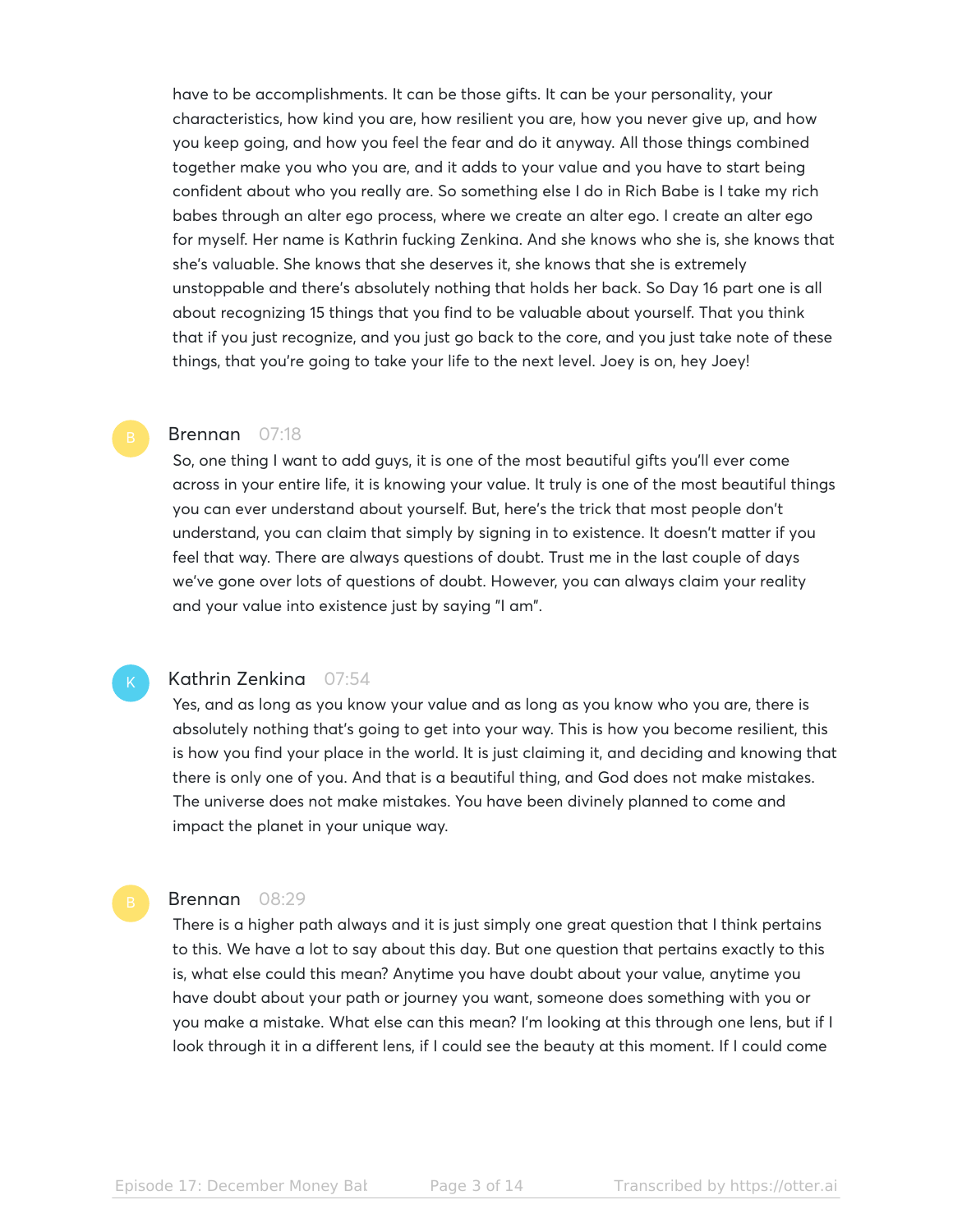have to be accomplishments. It can be those gifts. It can be your personality, your characteristics, how kind you are, how resilient you are, how you never give up, and how you keep going, and how you feel the fear and do it anyway. All those things combined together make you who you are, and it adds to your value and you have to start being confident about who you really are. So something else I do in Rich Babe is I take my rich babes through an alter ego process, where we create an alter ego. I create an alter ego for myself. Her name is Kathrin fucking Zenkina. And she knows who she is, she knows that she's valuable. She knows that she deserves it, she knows that she is extremely unstoppable and there's absolutely nothing that holds her back. So Day 16 part one is all about recognizing 15 things that you find to be valuable about yourself. That you think that if you just recognize, and you just go back to the core, and you just take note of these things, that you're going to take your life to the next level. Joey is on, hey Joey!

**Brennan** 07:18

So, one thing I want to add guys, it is one of the most beautiful gifts you'll ever come across in your entire life, it is knowing your value. It truly is one of the most beautiful things you can ever understand about yourself. But, here's the trick that most people don't understand, you can claim that simply by signing in to existence. It doesn't matter if you feel that way. There are always questions of doubt. Trust me in the last couple of days we've gone over lots of questions of doubt. However, you can always claim your reality and your value into existence just by saying "I am".

**Kathrin Zenkina** 07:54

Yes, and as long as you know your value and as long as you know who you are, there is absolutely nothing that's going to get into your way. This is how you become resilient, this is how you find your place in the world. It is just claiming it, and deciding and knowing that there is only one of you. And that is a beautiful thing, and God does not make mistakes. The universe does not make mistakes. You have been divinely planned to come and impact the planet in your unique way.

**Brennan** 08:29

There is a higher path always and it is just simply one great question that I think pertains to this. We have a lot to say about this day. But one question that pertains exactly to this is, what else could this mean? Anytime you have doubt about your value, anytime you have doubt about your path or journey you want, someone does something with you or you make a mistake. What else can this mean? I'm looking at this through one lens, but if I look through it in a different lens, if I could see the beauty at this moment. If I could come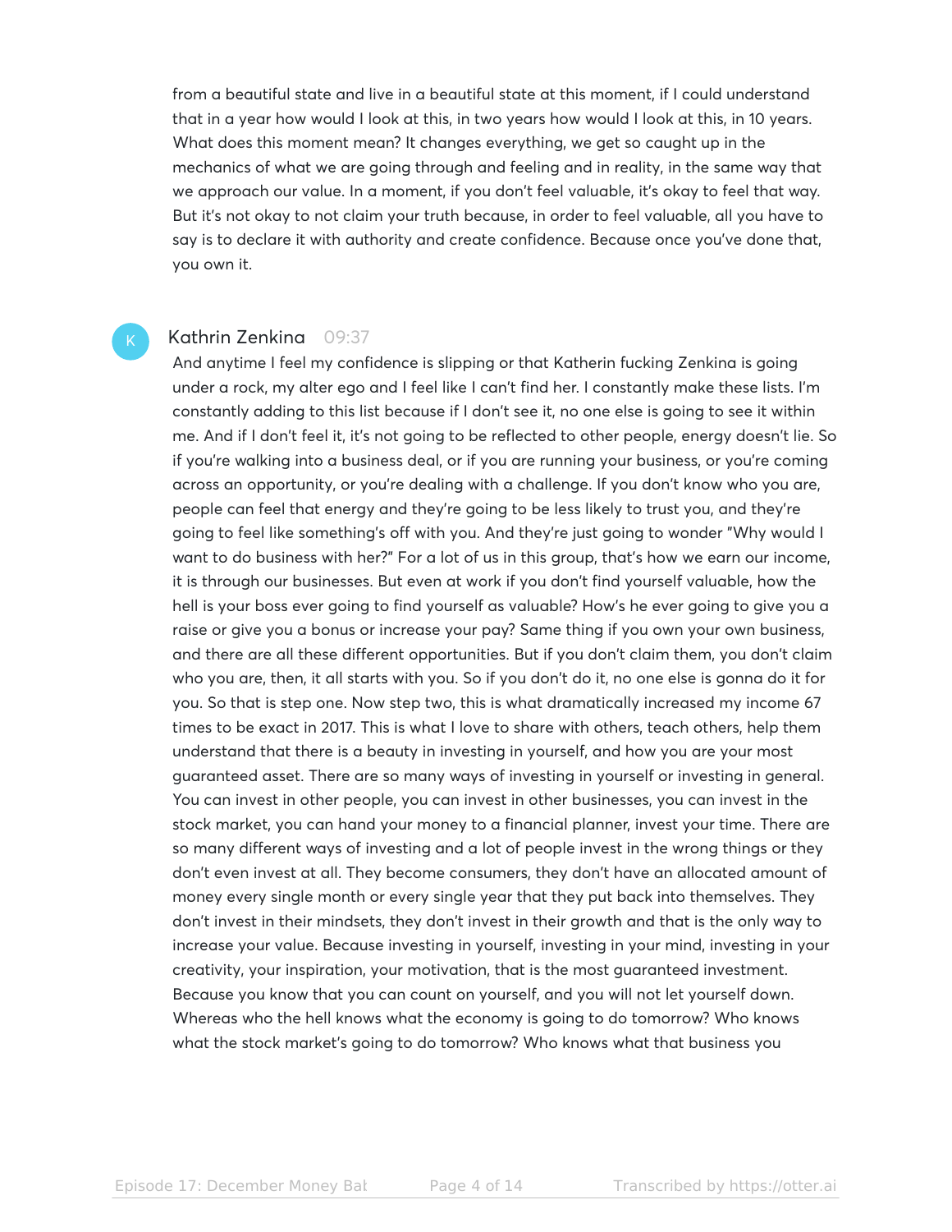from a beautiful state and live in a beautiful state at this moment, if I could understand that in a year how would I look at this, in two years how would I look at this, in 10 years. What does this moment mean? It changes everything, we get so caught up in the mechanics of what we are going through and feeling and in reality, in the same way that we approach our value. In a moment, if you don't feel valuable, it's okay to feel that way. But it's not okay to not claim your truth because, in order to feel valuable, all you have to say is to declare it with authority and create confidence. Because once you've done that, you own it.

**Kathrin Zenkina** 09:37

And anytime I feel my confidence is slipping or that Katherin fucking Zenkina is going under a rock, my alter ego and I feel like I can't find her. I constantly make these lists. I'm constantly adding to this list because if I don't see it, no one else is going to see it within me. And if I don't feel it, it's not going to be reflected to other people, energy doesn't lie. So if you're walking into a business deal, or if you are running your business, or you're coming across an opportunity, or you're dealing with a challenge. If you don't know who you are, people can feel that energy and they're going to be less likely to trust you, and they're going to feel like something's off with you. And they're just going to wonder "Why would I want to do business with her?" For a lot of us in this group, that's how we earn our income, it is through our businesses. But even at work if you don't find yourself valuable, how the hell is your boss ever going to find yourself as valuable? How's he ever going to give you a raise or give you a bonus or increase your pay? Same thing if you own your own business, and there are all these different opportunities. But if you don't claim them, you don't claim who you are, then, it all starts with you. So if you don't do it, no one else is gonna do it for you. So that is step one. Now step two, this is what dramatically increased my income 67 times to be exact in 2017. This is what I love to share with others, teach others, help them understand that there is a beauty in investing in yourself, and how you are your most guaranteed asset. There are so many ways of investing in yourself or investing in general. You can invest in other people, you can invest in other businesses, you can invest in the stock market, you can hand your money to a financial planner, invest your time. There are so many different ways of investing and a lot of people invest in the wrong things or they don't even invest at all. They become consumers, they don't have an allocated amount of money every single month or every single year that they put back into themselves. They don't invest in their mindsets, they don't invest in their growth and that is the only way to increase your value. Because investing in yourself, investing in your mind, investing in your creativity, your inspiration, your motivation, that is the most guaranteed investment. Because you know that you can count on yourself, and you will not let yourself down. Whereas who the hell knows what the economy is going to do tomorrow? Who knows what the stock market's going to do tomorrow? Who knows what that business you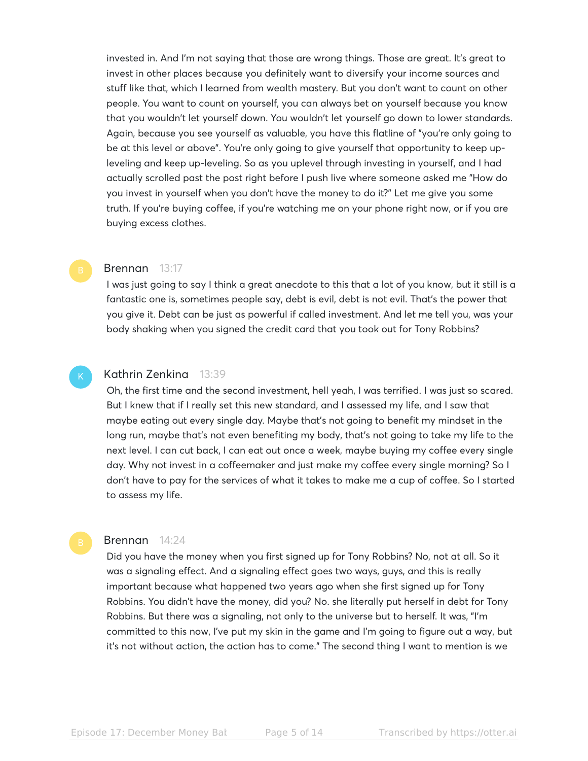invested in. And I'm not saying that those are wrong things. Those are great. It's great to invest in other places because you definitely want to diversify your income sources and stuff like that, which I learned from wealth mastery. But you don't want to count on other people. You want to count on yourself, you can always bet on yourself because you know that you wouldn't let yourself down. You wouldn't let yourself go down to lower standards. Again, because you see yourself as valuable, you have this flatline of "you're only going to be at this level or above". You're only going to give yourself that opportunity to keep up-leveling and keep up-leveling. So as you uplevel through investing in yourself, and I had actually scrolled past the post right before I push live where someone asked me "How do you invest in yourself when you don't have the money to do it?" Let me give you some truth. If you're buying coffee, if you're watching me on your phone right now, or if you are buying excess clothes.

**Brennan** 13:17

I was just going to say I think a great anecdote to this that a lot of you know, but it still is a fantastic one is, sometimes people say, debt is evil, debt is not evil. That's the power that you give it. Debt can be just as powerful if called investment. And let me tell you, was your body shaking when you signed the credit card that you took out for Tony Robbins?

**Kathrin Zenkina** 13:39

Oh, the first time and the second investment, hell yeah, I was terrified. I was just so scared. But I knew that if I really set this new standard, and I assessed my life, and I saw that maybe eating out every single day. Maybe that's not going to benefit my mindset in the long run, maybe that's not even benefiting my body, that's not going to take my life to the next level. I can cut back, I can eat out once a week, maybe buying my coffee every single day. Why not invest in a coffeemaker and just make my coffee every single morning? So I don't have to pay for the services of what it takes to make me a cup of coffee. So I started to assess my life.

**Brennan** 14:24

Did you have the money when you first signed up for Tony Robbins? No, not at all. So it was a signaling effect. And a signaling effect goes two ways, guys, and this is really important because what happened two years ago when she first signed up for Tony Robbins. You didn't have the money, did you? No. she literally put herself in debt for Tony Robbins. But there was a signaling, not only to the universe but to herself. It was, "I'm committed to this now, I've put my skin in the game and I'm going to figure out a way, but it's not without action, the action has to come." The second thing I want to mention is we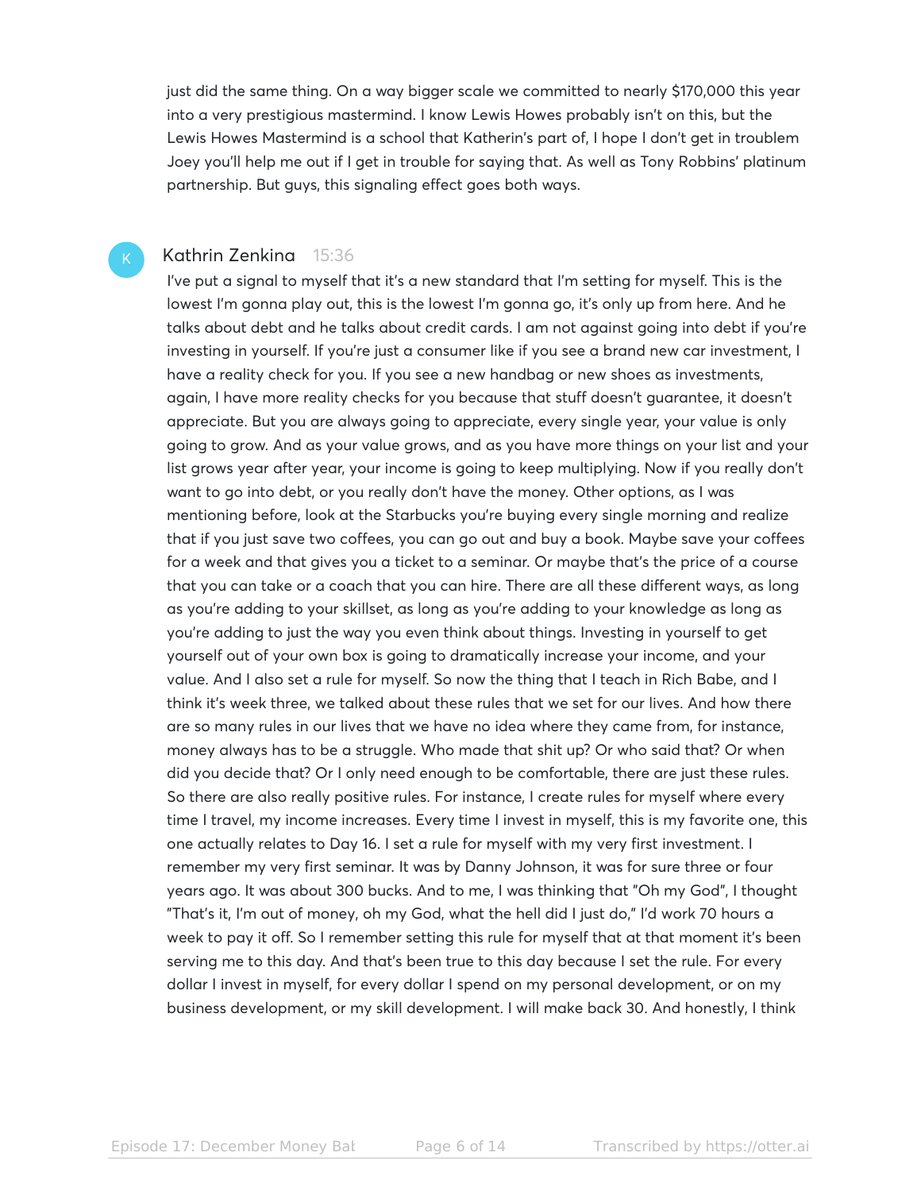just did the same thing. On a way bigger scale we committed to nearly $170,000 this year into a very prestigious mastermind. I know Lewis Howes probably isn't on this, but the Lewis Howes Mastermind is a school that Katherin's part of, I hope I don't get in troublem Joey you'll help me out if I get in trouble for saying that. As well as Tony Robbins' platinum partnership. But guys, this signaling effect goes both ways.

**Kathrin Zenkina** 15:36

I've put a signal to myself that it's a new standard that I'm setting for myself. This is the lowest I'm gonna play out, this is the lowest I'm gonna go, it's only up from here. And he talks about debt and he talks about credit cards. I am not against going into debt if you're investing in yourself. If you're just a consumer like if you see a brand new car investment, I have a reality check for you. If you see a new handbag or new shoes as investments, again, I have more reality checks for you because that stuff doesn't guarantee, it doesn't appreciate. But you are always going to appreciate, every single year, your value is only going to grow. And as your value grows, and as you have more things on your list and your list grows year after year, your income is going to keep multiplying. Now if you really don't want to go into debt, or you really don't have the money. Other options, as I was mentioning before, look at the Starbucks you're buying every single morning and realize that if you just save two coffees, you can go out and buy a book. Maybe save your coffees for a week and that gives you a ticket to a seminar. Or maybe that's the price of a course that you can take or a coach that you can hire. There are all these different ways, as long as you're adding to your skillset, as long as you're adding to your knowledge as long as you're adding to just the way you even think about things. Investing in yourself to get yourself out of your own box is going to dramatically increase your income, and your value. And I also set a rule for myself. So now the thing that I teach in Rich Babe, and I think it's week three, we talked about these rules that we set for our lives. And how there are so many rules in our lives that we have no idea where they came from, for instance, money always has to be a struggle. Who made that shit up? Or who said that? Or when did you decide that? Or I only need enough to be comfortable, there are just these rules. So there are also really positive rules. For instance, I create rules for myself where every time I travel, my income increases. Every time I invest in myself, this is my favorite one, this one actually relates to Day 16. I set a rule for myself with my very first investment. I remember my very first seminar. It was by Danny Johnson, it was for sure three or four years ago. It was about 300 bucks. And to me, I was thinking that "Oh my God", I thought "That's it, I'm out of money, oh my God, what the hell did I just do," I'd work 70 hours a week to pay it off. So I remember setting this rule for myself that at that moment it's been serving me to this day. And that's been true to this day because I set the rule. For every dollar I invest in myself, for every dollar I spend on my personal development, or on my business development, or my skill development. I will make back 30. And honestly, I think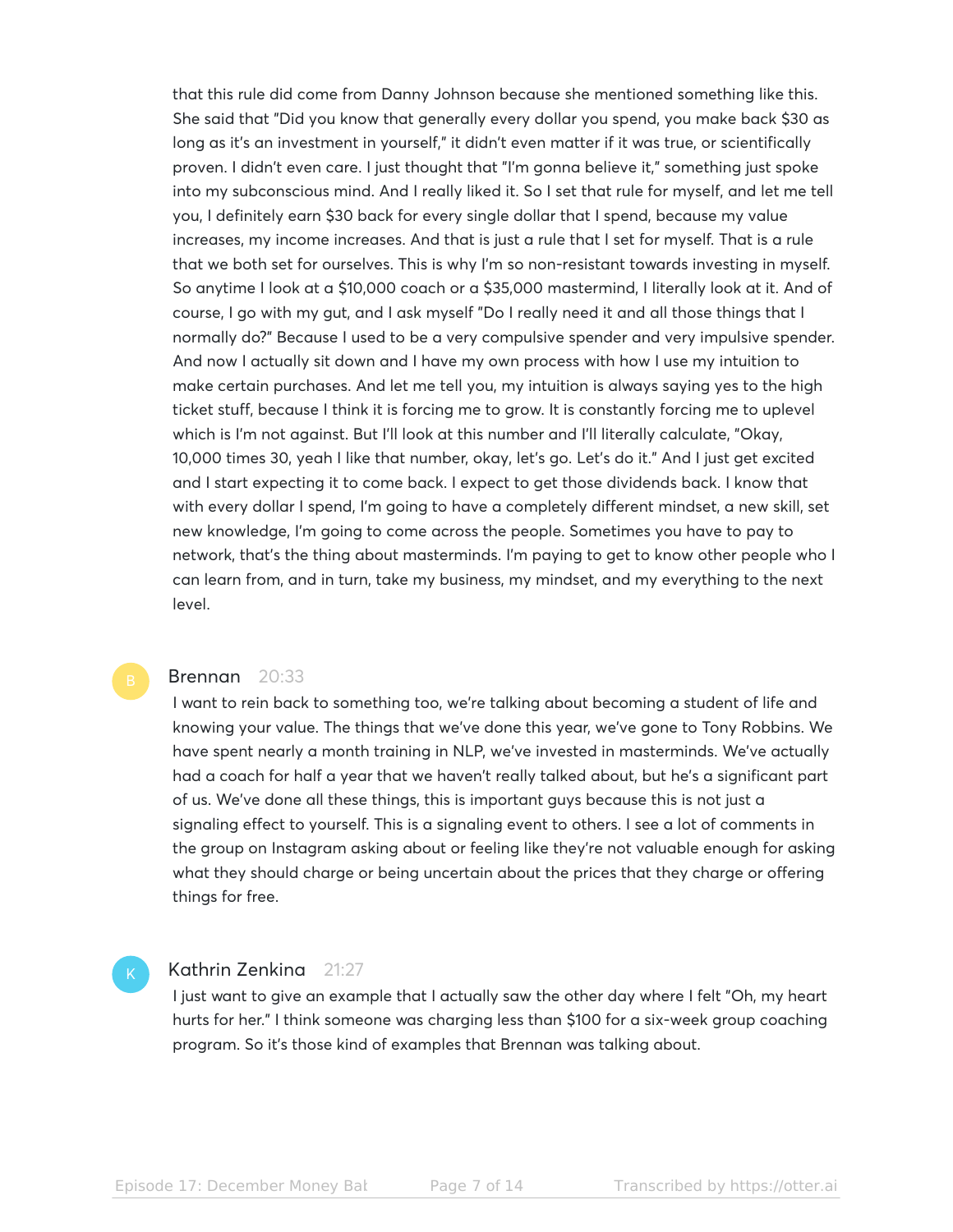that this rule did come from Danny Johnson because she mentioned something like this. She said that "Did you know that generally every dollar you spend, you make back $30 as long as it's an investment in yourself," it didn't even matter if it was true, or scientifically proven. I didn't even care. I just thought that "I'm gonna believe it," something just spoke into my subconscious mind. And I really liked it. So I set that rule for myself, and let me tell you, I definitely earn $30 back for every single dollar that I spend, because my value increases, my income increases. And that is just a rule that I set for myself. That is a rule that we both set for ourselves. This is why I'm so non-resistant towards investing in myself. So anytime I look at a $10,000 coach or a $35,000 mastermind, I literally look at it. And of course, I go with my gut, and I ask myself "Do I really need it and all those things that I normally do?" Because I used to be a very compulsive spender and very impulsive spender. And now I actually sit down and I have my own process with how I use my intuition to make certain purchases. And let me tell you, my intuition is always saying yes to the high ticket stuff, because I think it is forcing me to grow. It is constantly forcing me to uplevel which is I'm not against. But I'll look at this number and I'll literally calculate, "Okay, 10,000 times 30, yeah I like that number, okay, let's go. Let's do it." And I just get excited and I start expecting it to come back. I expect to get those dividends back. I know that with every dollar I spend, I'm going to have a completely different mindset, a new skill, set new knowledge, I'm going to come across the people. Sometimes you have to pay to network, that's the thing about masterminds. I'm paying to get to know other people who I can learn from, and in turn, take my business, my mindset, and my everything to the next level.

**Brennan** 20:33

I want to rein back to something too, we're talking about becoming a student of life and knowing your value. The things that we've done this year, we've gone to Tony Robbins. We have spent nearly a month training in NLP, we've invested in masterminds. We've actually had a coach for half a year that we haven't really talked about, but he's a significant part of us. We've done all these things, this is important guys because this is not just a signaling effect to yourself. This is a signaling event to others. I see a lot of comments in the group on Instagram asking about or feeling like they're not valuable enough for asking what they should charge or being uncertain about the prices that they charge or offering things for free.

**Kathrin Zenkina** 21:27

I just want to give an example that I actually saw the other day where I felt "Oh, my heart hurts for her." I think someone was charging less than $100 for a six-week group coaching program. So it's those kind of examples that Brennan was talking about.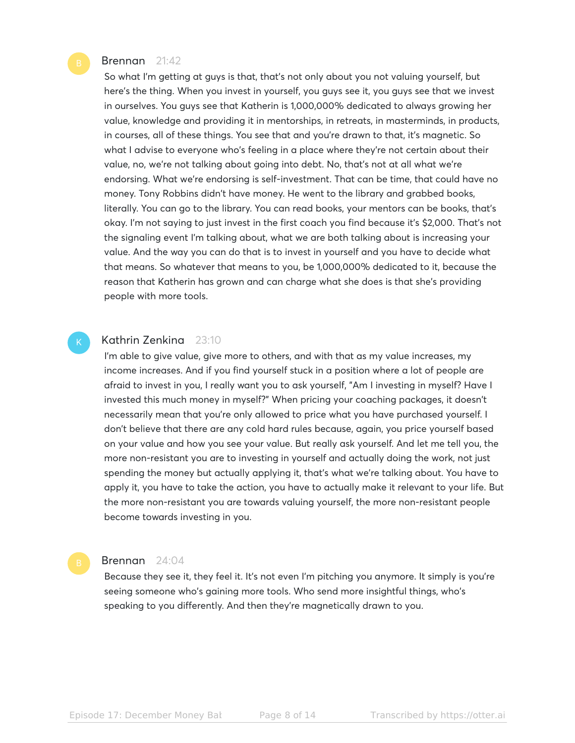**Brennan** 21:42

So what I'm getting at guys is that, that's not only about you not valuing yourself, but here's the thing. When you invest in yourself, you guys see it, you guys see that we invest in ourselves. You guys see that Katherin is 1,000,000% dedicated to always growing her value, knowledge and providing it in mentorships, in retreats, in masterminds, in products, in courses, all of these things. You see that and you're drawn to that, it's magnetic. So what I advise to everyone who's feeling in a place where they're not certain about their value, no, we're not talking about going into debt. No, that's not at all what we're endorsing. What we're endorsing is self-investment. That can be time, that could have no money. Tony Robbins didn't have money. He went to the library and grabbed books, literally. You can go to the library. You can read books, your mentors can be books, that's okay. I'm not saying to just invest in the first coach you find because it's $2,000. That's not the signaling event I'm talking about, what we are both talking about is increasing your value. And the way you can do that is to invest in yourself and you have to decide what that means. So whatever that means to you, be 1,000,000% dedicated to it, because the reason that Katherin has grown and can charge what she does is that she's providing people with more tools.

**Kathrin Zenkina** 23:10

I'm able to give value, give more to others, and with that as my value increases, my income increases. And if you find yourself stuck in a position where a lot of people are afraid to invest in you, I really want you to ask yourself, "Am I investing in myself? Have I invested this much money in myself?" When pricing your coaching packages, it doesn't necessarily mean that you're only allowed to price what you have purchased yourself. I don't believe that there are any cold hard rules because, again, you price yourself based on your value and how you see your value. But really ask yourself. And let me tell you, the more non-resistant you are to investing in yourself and actually doing the work, not just spending the money but actually applying it, that's what we're talking about. You have to apply it, you have to take the action, you have to actually make it relevant to your life. But the more non-resistant you are towards valuing yourself, the more non-resistant people become towards investing in you.

**Brennan** 24:04

Because they see it, they feel it. It's not even I'm pitching you anymore. It simply is you're seeing someone who's gaining more tools. Who send more insightful things, who's speaking to you differently. And then they're magnetically drawn to you.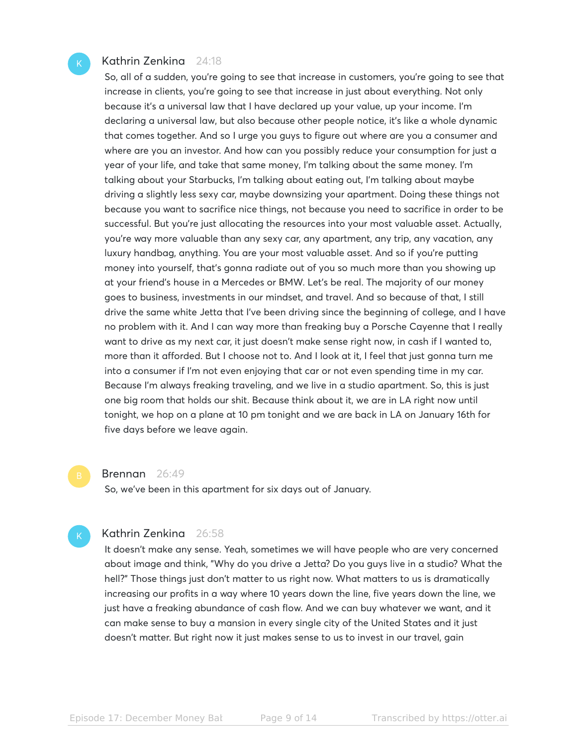**Kathrin Zenkina** 24:18

So, all of a sudden, you're going to see that increase in customers, you're going to see that increase in clients, you're going to see that increase in just about everything. Not only because it's a universal law that I have declared up your value, up your income. I'm declaring a universal law, but also because other people notice, it's like a whole dynamic that comes together. And so I urge you guys to figure out where are you a consumer and where are you an investor. And how can you possibly reduce your consumption for just a year of your life, and take that same money, I'm talking about the same money. I'm talking about your Starbucks, I'm talking about eating out, I'm talking about maybe driving a slightly less sexy car, maybe downsizing your apartment. Doing these things not because you want to sacrifice nice things, not because you need to sacrifice in order to be successful. But you're just allocating the resources into your most valuable asset. Actually, you're way more valuable than any sexy car, any apartment, any trip, any vacation, any luxury handbag, anything. You are your most valuable asset. And so if you're putting money into yourself, that's gonna radiate out of you so much more than you showing up at your friend's house in a Mercedes or BMW. Let's be real. The majority of our money goes to business, investments in our mindset, and travel. And so because of that, I still drive the same white Jetta that I've been driving since the beginning of college, and I have no problem with it. And I can way more than freaking buy a Porsche Cayenne that I really want to drive as my next car, it just doesn't make sense right now, in cash if I wanted to, more than it afforded. But I choose not to. And I look at it, I feel that just gonna turn me into a consumer if I'm not even enjoying that car or not even spending time in my car. Because I'm always freaking traveling, and we live in a studio apartment. So, this is just one big room that holds our shit. Because think about it, we are in LA right now until tonight, we hop on a plane at 10 pm tonight and we are back in LA on January 16th for five days before we leave again.

**Brennan** 26:49

So, we've been in this apartment for six days out of January.

**Kathrin Zenkina** 26:58

It doesn't make any sense. Yeah, sometimes we will have people who are very concerned about image and think, "Why do you drive a Jetta? Do you guys live in a studio? What the hell?" Those things just don't matter to us right now. What matters to us is dramatically increasing our profits in a way where 10 years down the line, five years down the line, we just have a freaking abundance of cash flow. And we can buy whatever we want, and it can make sense to buy a mansion in every single city of the United States and it just doesn't matter. But right now it just makes sense to us to invest in our travel, gain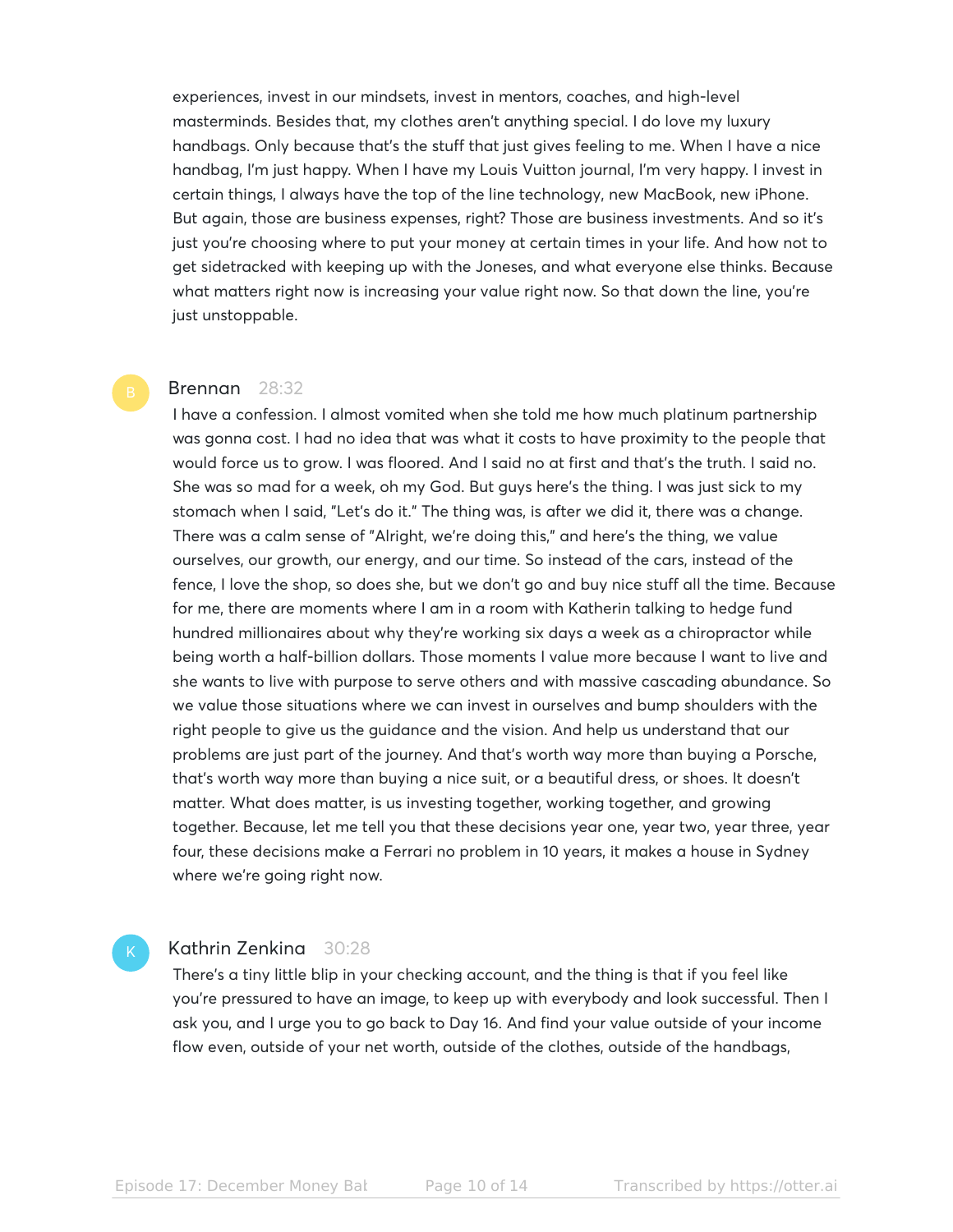experiences, invest in our mindsets, invest in mentors, coaches, and high-level masterminds. Besides that, my clothes aren't anything special. I do love my luxury handbags. Only because that's the stuff that just gives feeling to me. When I have a nice handbag, I'm just happy. When I have my Louis Vuitton journal, I'm very happy. I invest in certain things, I always have the top of the line technology, new MacBook, new iPhone. But again, those are business expenses, right? Those are business investments. And so it's just you're choosing where to put your money at certain times in your life. And how not to get sidetracked with keeping up with the Joneses, and what everyone else thinks. Because what matters right now is increasing your value right now. So that down the line, you're just unstoppable.

**Brennan** 28:32

I have a confession. I almost vomited when she told me how much platinum partnership was gonna cost. I had no idea that was what it costs to have proximity to the people that would force us to grow. I was floored. And I said no at first and that's the truth. I said no. She was so mad for a week, oh my God. But guys here's the thing. I was just sick to my stomach when I said, "Let's do it." The thing was, is after we did it, there was a change. There was a calm sense of "Alright, we're doing this," and here's the thing, we value ourselves, our growth, our energy, and our time. So instead of the cars, instead of the fence, I love the shop, so does she, but we don't go and buy nice stuff all the time. Because for me, there are moments where I am in a room with Katherin talking to hedge fund hundred millionaires about why they're working six days a week as a chiropractor while being worth a half-billion dollars. Those moments I value more because I want to live and she wants to live with purpose to serve others and with massive cascading abundance. So we value those situations where we can invest in ourselves and bump shoulders with the right people to give us the guidance and the vision. And help us understand that our problems are just part of the journey. And that's worth way more than buying a Porsche, that's worth way more than buying a nice suit, or a beautiful dress, or shoes. It doesn't matter. What does matter, is us investing together, working together, and growing together. Because, let me tell you that these decisions year one, year two, year three, year four, these decisions make a Ferrari no problem in 10 years, it makes a house in Sydney where we're going right now.

**Kathrin Zenkina** 30:28

There's a tiny little blip in your checking account, and the thing is that if you feel like you're pressured to have an image, to keep up with everybody and look successful. Then I ask you, and I urge you to go back to Day 16. And find your value outside of your income flow even, outside of your net worth, outside of the clothes, outside of the handbags,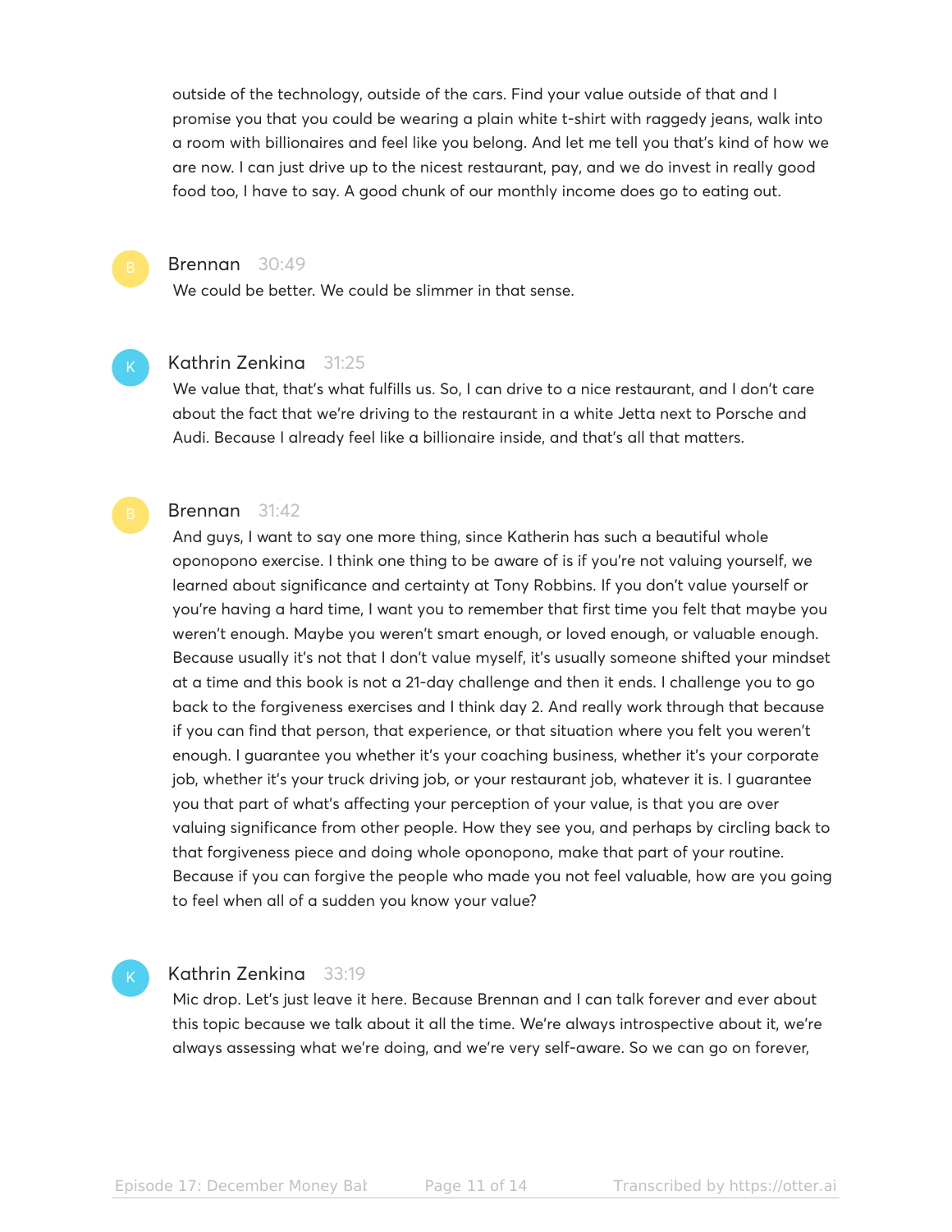outside of the technology, outside of the cars. Find your value outside of that and I promise you that you could be wearing a plain white t-shirt with raggedy jeans, walk into a room with billionaires and feel like you belong. And let me tell you that's kind of how we are now. I can just drive up to the nicest restaurant, pay, and we do invest in really good food too, I have to say. A good chunk of our monthly income does go to eating out.

**Brennan** 30:49

We could be better. We could be slimmer in that sense.

**Kathrin Zenkina** 31:25

We value that, that's what fulfills us. So, I can drive to a nice restaurant, and I don't care about the fact that we're driving to the restaurant in a white Jetta next to Porsche and Audi. Because I already feel like a billionaire inside, and that's all that matters.

**Brennan** 31:42

And guys, I want to say one more thing, since Katherin has such a beautiful whole oponopono exercise. I think one thing to be aware of is if you're not valuing yourself, we learned about significance and certainty at Tony Robbins. If you don't value yourself or you're having a hard time, I want you to remember that first time you felt that maybe you weren't enough. Maybe you weren't smart enough, or loved enough, or valuable enough. Because usually it's not that I don't value myself, it's usually someone shifted your mindset at a time and this book is not a 21-day challenge and then it ends. I challenge you to go back to the forgiveness exercises and I think day 2. And really work through that because if you can find that person, that experience, or that situation where you felt you weren't enough. I guarantee you whether it's your coaching business, whether it's your corporate job, whether it's your truck driving job, or your restaurant job, whatever it is. I guarantee you that part of what's affecting your perception of your value, is that you are over valuing significance from other people. How they see you, and perhaps by circling back to that forgiveness piece and doing whole oponopono, make that part of your routine. Because if you can forgive the people who made you not feel valuable, how are you going to feel when all of a sudden you know your value?

**Kathrin Zenkina** 33:19

Mic drop. Let's just leave it here. Because Brennan and I can talk forever and ever about this topic because we talk about it all the time. We're always introspective about it, we're always assessing what we're doing, and we're very self-aware. So we can go on forever,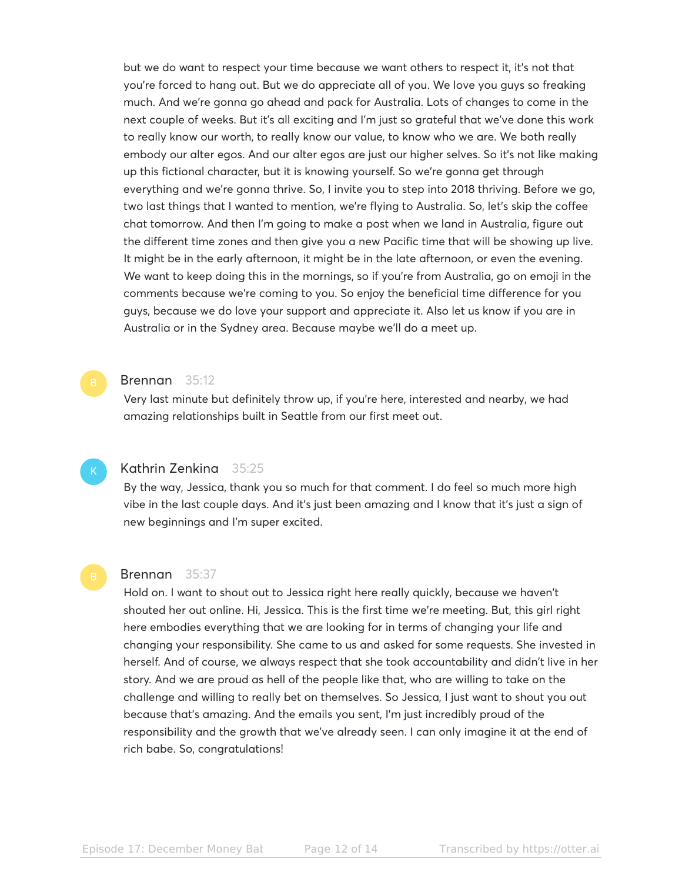but we do want to respect your time because we want others to respect it, it's not that you're forced to hang out. But we do appreciate all of you. We love you guys so freaking much. And we're gonna go ahead and pack for Australia. Lots of changes to come in the next couple of weeks. But it's all exciting and I'm just so grateful that we've done this work to really know our worth, to really know our value, to know who we are. We both really embody our alter egos. And our alter egos are just our higher selves. So it's not like making up this fictional character, but it is knowing yourself. So we're gonna get through everything and we're gonna thrive. So, I invite you to step into 2018 thriving. Before we go, two last things that I wanted to mention, we're flying to Australia. So, let's skip the coffee chat tomorrow. And then I'm going to make a post when we land in Australia, figure out the different time zones and then give you a new Pacific time that will be showing up live. It might be in the early afternoon, it might be in the late afternoon, or even the evening. We want to keep doing this in the mornings, so if you're from Australia, go on emoji in the comments because we're coming to you. So enjoy the beneficial time difference for you guys, because we do love your support and appreciate it. Also let us know if you are in Australia or in the Sydney area. Because maybe we'll do a meet up.

**Brennan** 35:12

Very last minute but definitely throw up, if you're here, interested and nearby, we had amazing relationships built in Seattle from our first meet out.

**Kathrin Zenkina** 35:25

By the way, Jessica, thank you so much for that comment. I do feel so much more high vibe in the last couple days. And it's just been amazing and I know that it's just a sign of new beginnings and I'm super excited.

**Brennan** 35:37

Hold on. I want to shout out to Jessica right here really quickly, because we haven't shouted her out online. Hi, Jessica. This is the first time we're meeting. But, this girl right here embodies everything that we are looking for in terms of changing your life and changing your responsibility. She came to us and asked for some requests. She invested in herself. And of course, we always respect that she took accountability and didn't live in her story. And we are proud as hell of the people like that, who are willing to take on the challenge and willing to really bet on themselves. So Jessica, I just want to shout you out because that's amazing. And the emails you sent, I'm just incredibly proud of the responsibility and the growth that we've already seen. I can only imagine it at the end of rich babe. So, congratulations!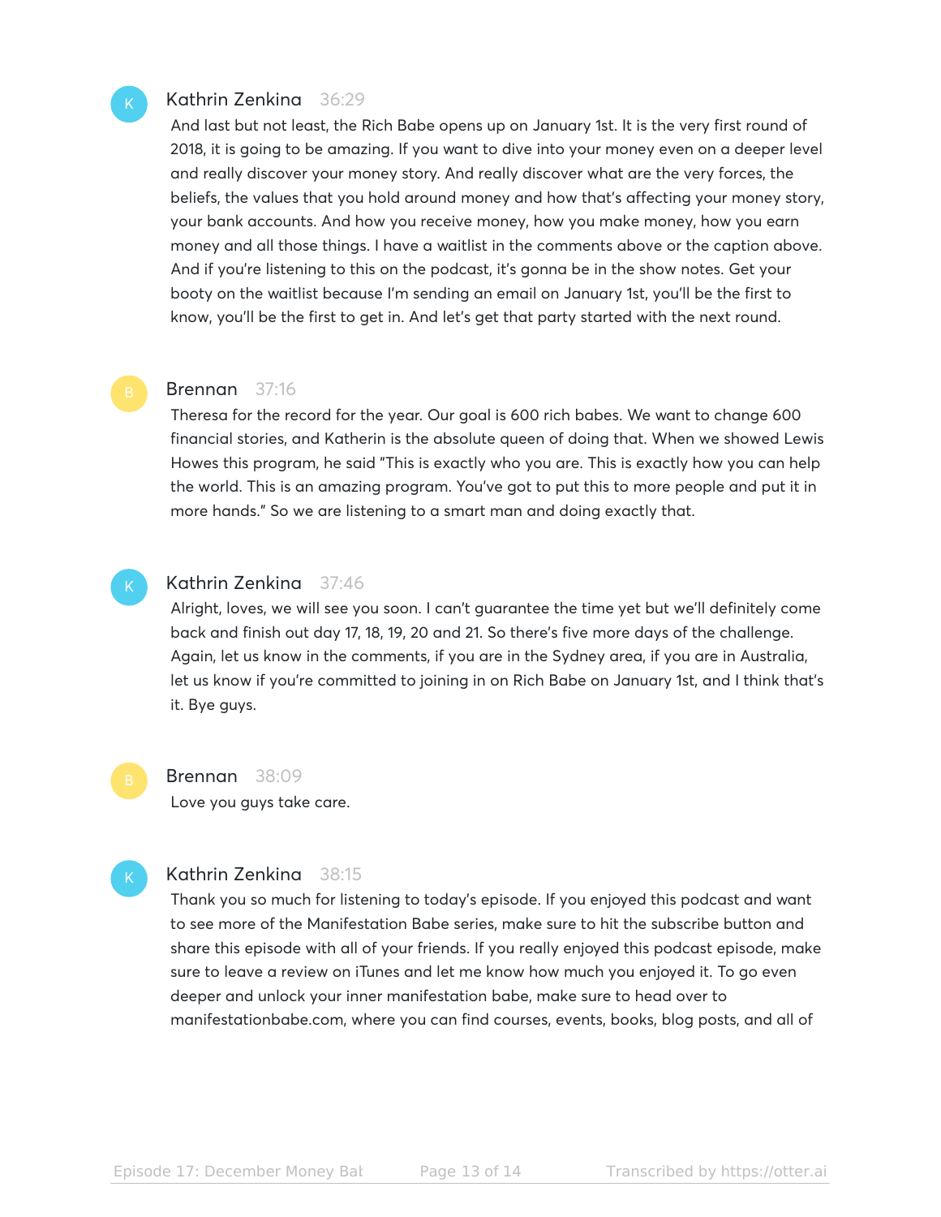**Kathrin Zenkina** 36:29

And last but not least, the Rich Babe opens up on January 1st. It is the very first round of 2018, it is going to be amazing. If you want to dive into your money even on a deeper level and really discover your money story. And really discover what are the very forces, the beliefs, the values that you hold around money and how that's affecting your money story, your bank accounts. And how you receive money, how you make money, how you earn money and all those things. I have a waitlist in the comments above or the caption above. And if you're listening to this on the podcast, it's gonna be in the show notes. Get your booty on the waitlist because I'm sending an email on January 1st, you'll be the first to know, you'll be the first to get in. And let's get that party started with the next round.

**Brennan** 37:16

Theresa for the record for the year. Our goal is 600 rich babes. We want to change 600 financial stories, and Katherin is the absolute queen of doing that. When we showed Lewis Howes this program, he said "This is exactly who you are. This is exactly how you can help the world. This is an amazing program. You've got to put this to more people and put it in more hands." So we are listening to a smart man and doing exactly that.

**Kathrin Zenkina** 37:46

Alright, loves, we will see you soon. I can't guarantee the time yet but we'll definitely come back and finish out day 17, 18, 19, 20 and 21. So there's five more days of the challenge. Again, let us know in the comments, if you are in the Sydney area, if you are in Australia, let us know if you're committed to joining in on Rich Babe on January 1st, and I think that's it. Bye guys.

**Brennan** 38:09

Love you guys take care.

**Kathrin Zenkina** 38:15

Thank you so much for listening to today's episode. If you enjoyed this podcast and want to see more of the Manifestation Babe series, make sure to hit the subscribe button and share this episode with all of your friends. If you really enjoyed this podcast episode, make sure to leave a review on iTunes and let me know how much you enjoyed it. To go even deeper and unlock your inner manifestation babe, make sure to head over to manifestationbabe.com, where you can find courses, events, books, blog posts, and all of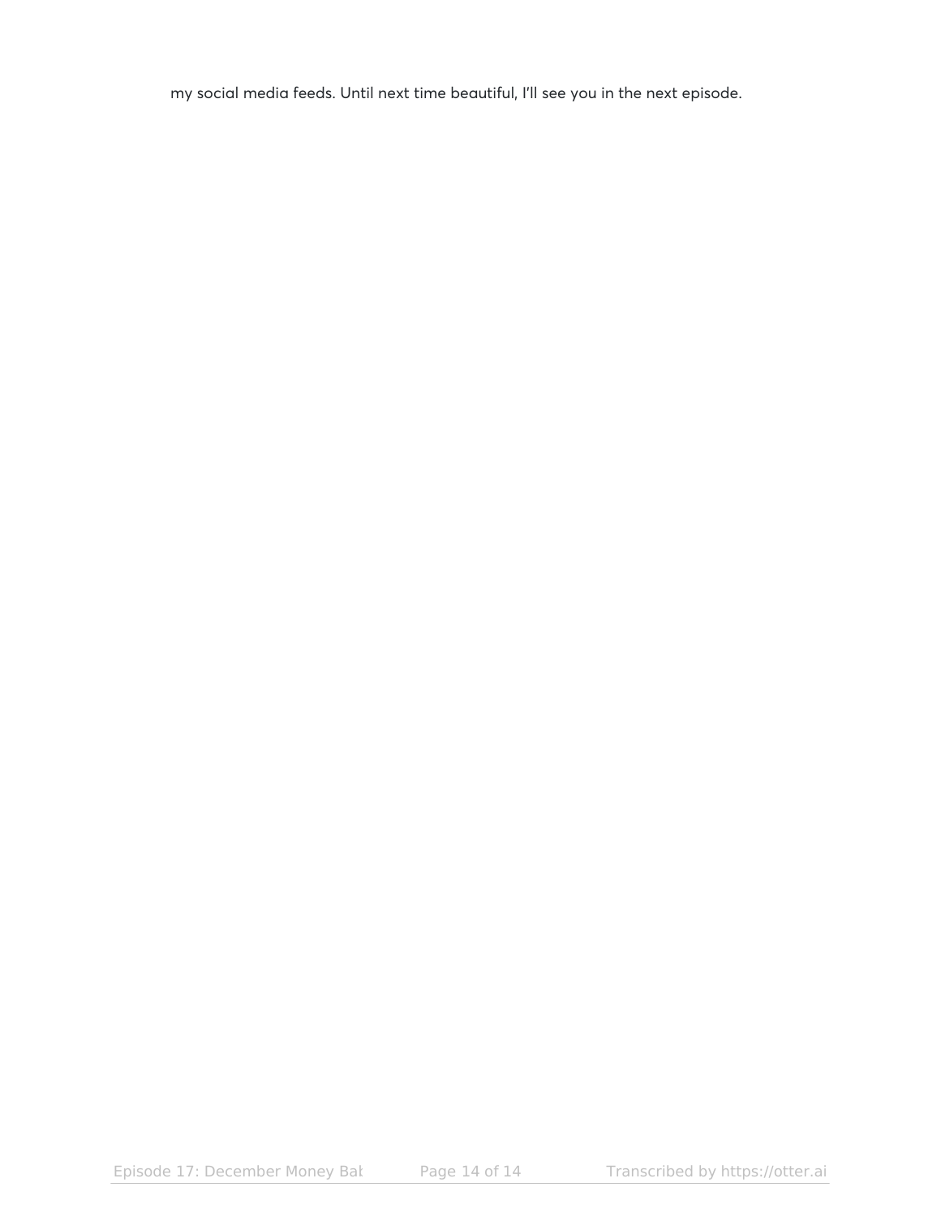my social media feeds. Until next time beautiful, I'll see you in the next episode.